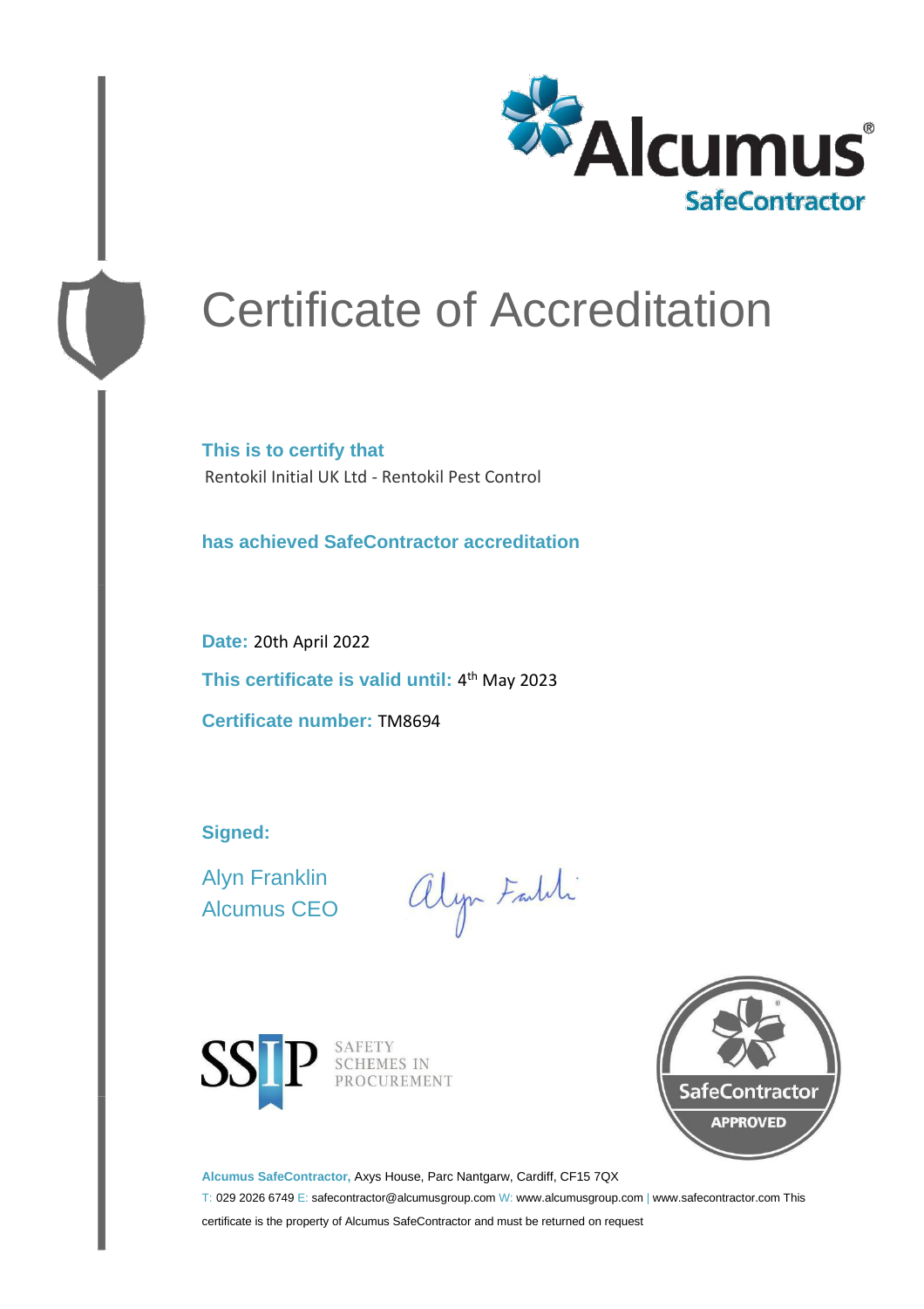Alcumus®
SafeContractor

# Certificate of Accreditation

**This is to certify that**
Rentokil Initial UK Ltd - Rentokil Pest Control

**has achieved SafeContractor accreditation**

**Date:** 20th April 2022

**This certificate is valid until:** 4th May 2023

**Certificate number:** TM8694

**Signed:**

Alyn Franklin
Alcumus CEO

SSIP SAFETY SCHEMES IN PROCUREMENT

SafeContractor APPROVED

**Alcumus SafeContractor,** Axys House, Parc Nantgarw, Cardiff, CF15 7QX
T: 029 2026 6749 E: safecontractor@alcumusgroup.com W: www.alcumusgroup.com | www.safecontractor.com This certificate is the property of Alcumus SafeContractor and must be returned on request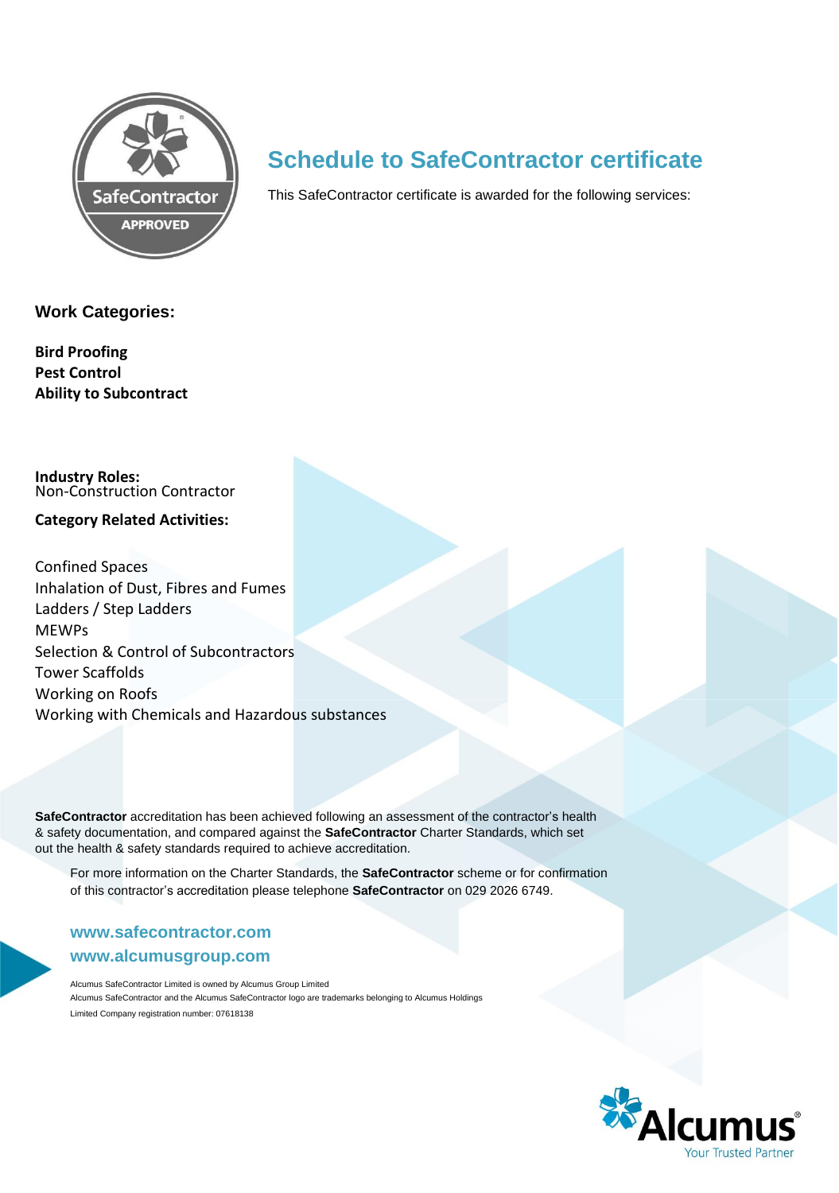# Schedule to SafeContractor certificate

This SafeContractor certificate is awarded for the following services:

## Work Categories:

**Bird Proofing**
**Pest Control**
**Ability to Subcontract**

**Industry Roles:**
Non-Construction Contractor

**Category Related Activities:**

Confined Spaces
Inhalation of Dust, Fibres and Fumes
Ladders / Step Ladders
MEWPs
Selection & Control of Subcontractors
Tower Scaffolds
Working on Roofs
Working with Chemicals and Hazardous substances

**SafeContractor** accreditation has been achieved following an assessment of the contractor's health & safety documentation, and compared against the **SafeContractor** Charter Standards, which set out the health & safety standards required to achieve accreditation.

For more information on the Charter Standards, the **SafeContractor** scheme or for confirmation of this contractor's accreditation please telephone **SafeContractor** on 029 2026 6749.

**www.safecontractor.com**
**www.alcumusgroup.com**

Alcumus SafeContractor Limited is owned by Alcumus Group Limited
Alcumus SafeContractor and the Alcumus SafeContractor logo are trademarks belonging to Alcumus Holdings
Limited Company registration number: 07618138

Alcumus
Your Trusted Partner